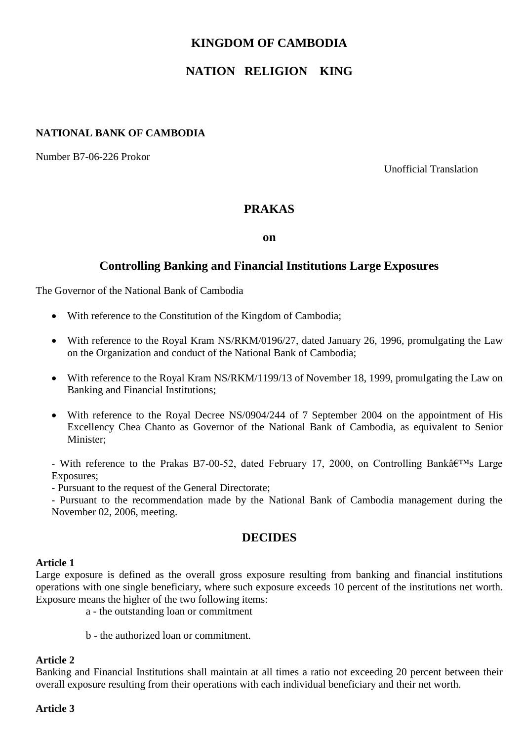**KINGDOM OF CAMBODIA**

**NATION RELIGION KING**

**NATIONAL BANK OF CAMBODIA**

Number B7-06-226 Prokor

Unofficial Translation

# PRAKAS

## on

## Controlling Banking and Financial Institutions Large Exposures

The Governor of the National Bank of Cambodia

- With reference to the Constitution of the Kingdom of Cambodia;
- With reference to the Royal Kram NS/RKM/0196/27, dated January 26, 1996, promulgating the Law on the Organization and conduct of the National Bank of Cambodia;
- With reference to the Royal Kram NS/RKM/1199/13 of November 18, 1999, promulgating the Law on Banking and Financial Institutions;
- With reference to the Royal Decree NS/0904/244 of 7 September 2004 on the appointment of His Excellency Chea Chanto as Governor of the National Bank of Cambodia, as equivalent to Senior Minister;

- With reference to the Prakas B7-00-52, dated February 17, 2000, on Controlling Bankâ€™s Large Exposures;
- Pursuant to the request of the General Directorate;
- Pursuant to the recommendation made by the National Bank of Cambodia management during the November 02, 2006, meeting.

## DECIDES

**Article 1**

Large exposure is defined as the overall gross exposure resulting from banking and financial institutions operations with one single beneficiary, where such exposure exceeds 10 percent of the institutions net worth. Exposure means the higher of the two following items:

a - the outstanding loan or commitment

b - the authorized loan or commitment.

**Article 2**

Banking and Financial Institutions shall maintain at all times a ratio not exceeding 20 percent between their overall exposure resulting from their operations with each individual beneficiary and their net worth.

**Article 3**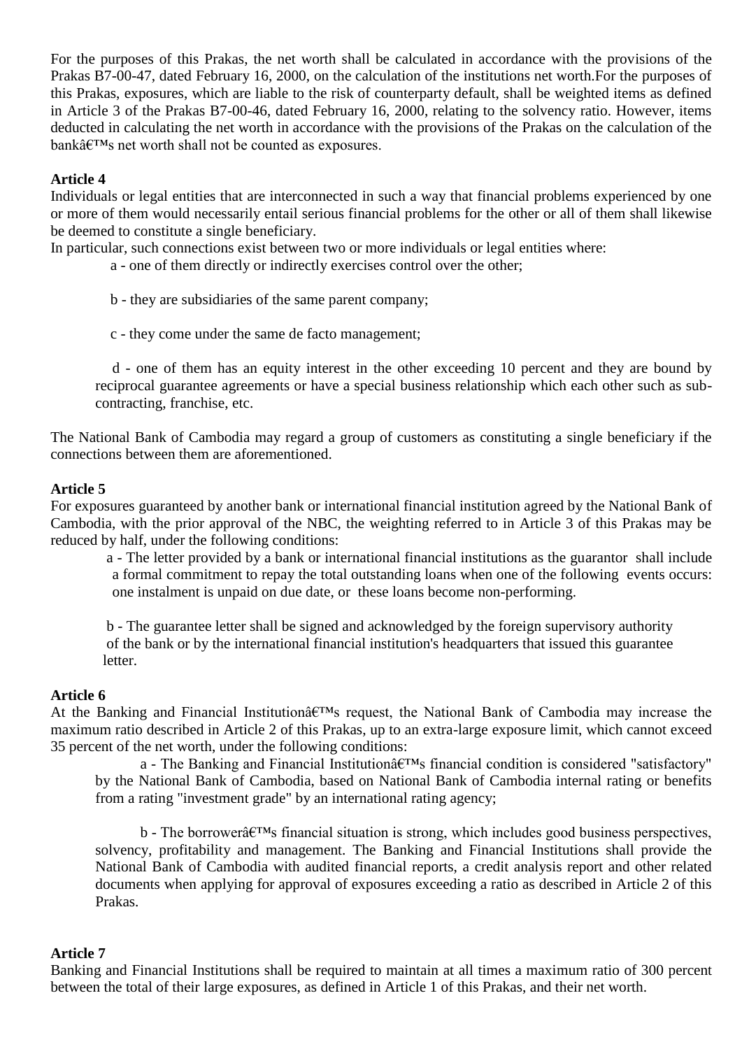For the purposes of this Prakas, the net worth shall be calculated in accordance with the provisions of the Prakas B7-00-47, dated February 16, 2000, on the calculation of the institutions net worth.For the purposes of this Prakas, exposures, which are liable to the risk of counterparty default, shall be weighted items as defined in Article 3 of the Prakas B7-00-46, dated February 16, 2000, relating to the solvency ratio. However, items deducted in calculating the net worth in accordance with the provisions of the Prakas on the calculation of the bankâ€™s net worth shall not be counted as exposures.

**Article 4**

Individuals or legal entities that are interconnected in such a way that financial problems experienced by one or more of them would necessarily entail serious financial problems for the other or all of them shall likewise be deemed to constitute a single beneficiary.

In particular, such connections exist between two or more individuals or legal entities where:

a - one of them directly or indirectly exercises control over the other;

b - they are subsidiaries of the same parent company;

c - they come under the same de facto management;

d - one of them has an equity interest in the other exceeding 10 percent and they are bound by reciprocal guarantee agreements or have a special business relationship which each other such as sub-contracting, franchise, etc.

The National Bank of Cambodia may regard a group of customers as constituting a single beneficiary if the connections between them are aforementioned.

**Article 5**

For exposures guaranteed by another bank or international financial institution agreed by the National Bank of Cambodia, with the prior approval of the NBC, the weighting referred to in Article 3 of this Prakas may be reduced by half, under the following conditions:

a - The letter provided by a bank or international financial institutions as the guarantor shall include a formal commitment to repay the total outstanding loans when one of the following events occurs: one instalment is unpaid on due date, or these loans become non-performing.

b - The guarantee letter shall be signed and acknowledged by the foreign supervisory authority of the bank or by the international financial institution's headquarters that issued this guarantee letter.

**Article 6**

At the Banking and Financial Institutionâ€™s request, the National Bank of Cambodia may increase the maximum ratio described in Article 2 of this Prakas, up to an extra-large exposure limit, which cannot exceed 35 percent of the net worth, under the following conditions:

a - The Banking and Financial Institutionâ€™s financial condition is considered "satisfactory" by the National Bank of Cambodia, based on National Bank of Cambodia internal rating or benefits from a rating "investment grade" by an international rating agency;

b - The borrowerâ€™s financial situation is strong, which includes good business perspectives, solvency, profitability and management. The Banking and Financial Institutions shall provide the National Bank of Cambodia with audited financial reports, a credit analysis report and other related documents when applying for approval of exposures exceeding a ratio as described in Article 2 of this Prakas.

**Article 7**

Banking and Financial Institutions shall be required to maintain at all times a maximum ratio of 300 percent between the total of their large exposures, as defined in Article 1 of this Prakas, and their net worth.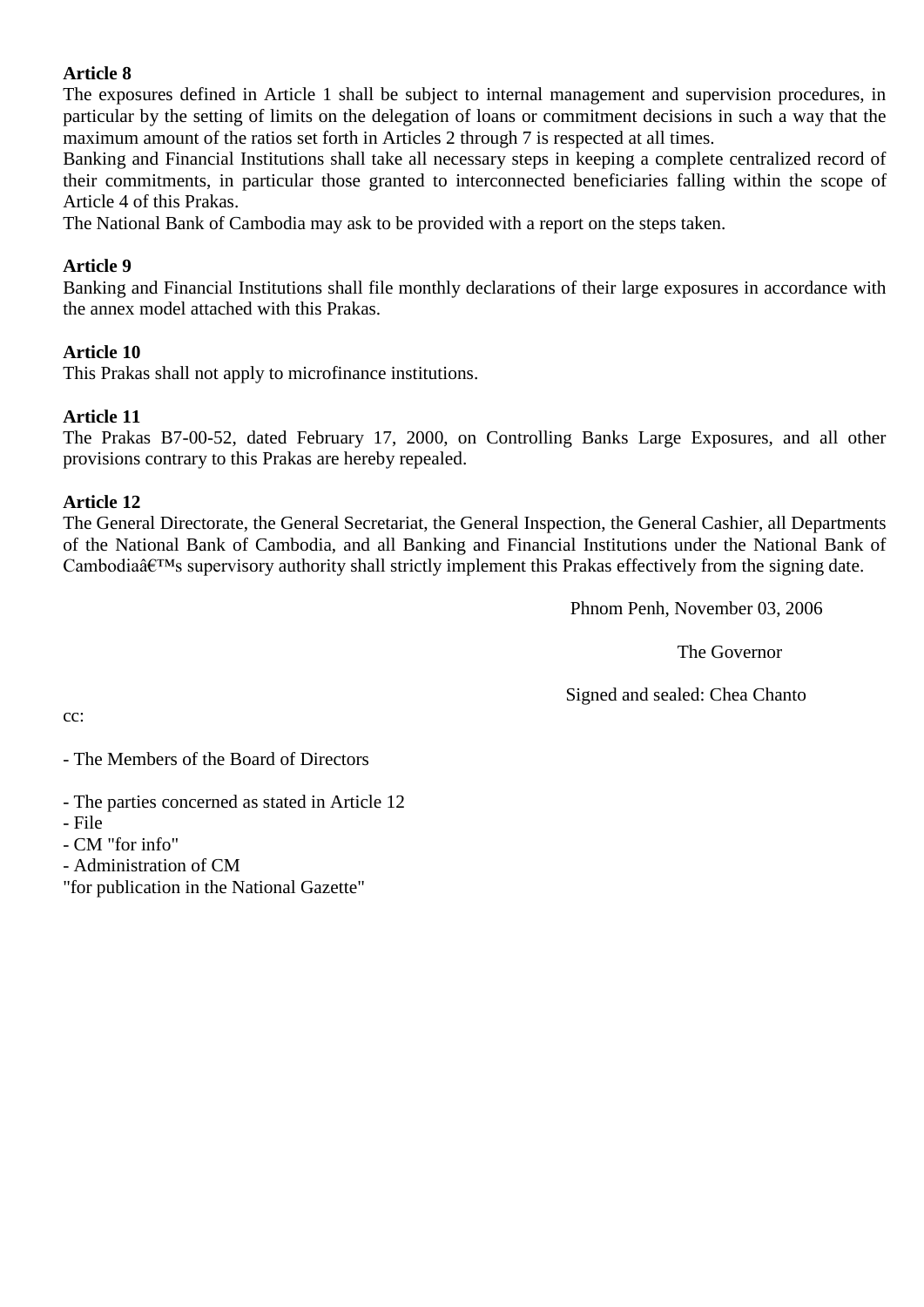**Article 8**

The exposures defined in Article 1 shall be subject to internal management and supervision procedures, in particular by the setting of limits on the delegation of loans or commitment decisions in such a way that the maximum amount of the ratios set forth in Articles 2 through 7 is respected at all times.

Banking and Financial Institutions shall take all necessary steps in keeping a complete centralized record of their commitments, in particular those granted to interconnected beneficiaries falling within the scope of Article 4 of this Prakas.

The National Bank of Cambodia may ask to be provided with a report on the steps taken.

**Article 9**

Banking and Financial Institutions shall file monthly declarations of their large exposures in accordance with the annex model attached with this Prakas.

**Article 10**

This Prakas shall not apply to microfinance institutions.

**Article 11**

The Prakas B7-00-52, dated February 17, 2000, on Controlling Banks Large Exposures, and all other provisions contrary to this Prakas are hereby repealed.

**Article 12**

The General Directorate, the General Secretariat, the General Inspection, the General Cashier, all Departments of the National Bank of Cambodia, and all Banking and Financial Institutions under the National Bank of Cambodiaâ€™s supervisory authority shall strictly implement this Prakas effectively from the signing date.

Phnom Penh, November 03, 2006

The Governor

Signed and sealed: Chea Chanto

cc:

- The Members of the Board of Directors
- The parties concerned as stated in Article 12
- File
- CM "for info"
- Administration of CM "for publication in the National Gazette"